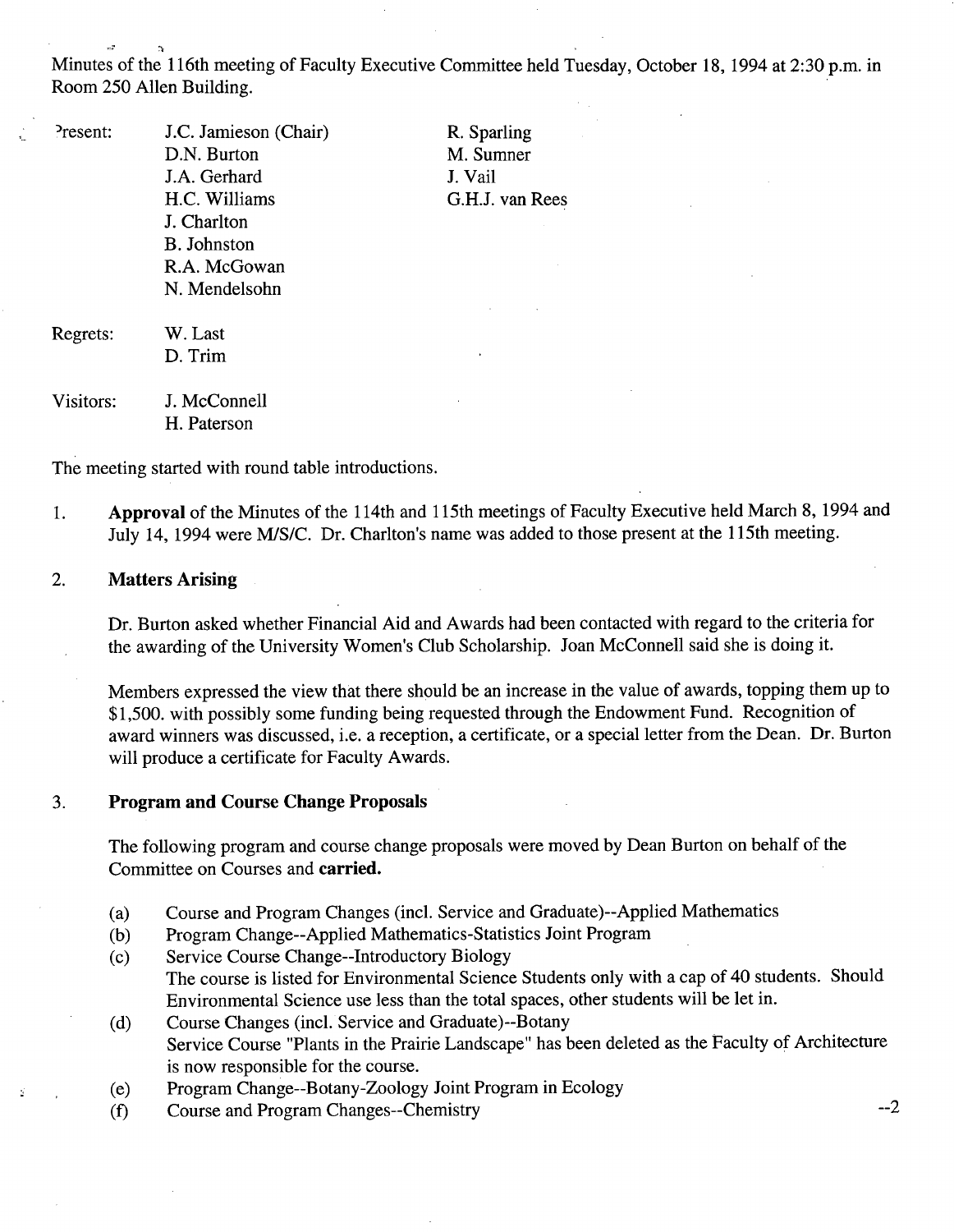Minutes of the 116th meeting of Faculty Executive Committee held Tuesday, October 18, 1994 at 2:30 p.m. in Room 250 Allen Building.

| | | |
|---|---|---|
| Present: | J.C. Jamieson (Chair) | R. Sparling |
| | D.N. Burton | M. Sumner |
| | J.A. Gerhard | J. Vail |
| | H.C. Williams | G.H.J. van Rees |
| | J. Charlton | |
| | B. Johnston | |
| | R.A. McGowan | |
| | N. Mendelsohn | |
| Regrets: | W. Last | |
| | D. Trim | |
| Visitors: | J. McConnell | |
| | H. Paterson | |

The meeting started with round table introductions.

1. **Approval** of the Minutes of the 114th and 115th meetings of Faculty Executive held March 8, 1994 and July 14, 1994 were M/S/C. Dr. Charlton's name was added to those present at the 115th meeting.

2. **Matters Arising**

   Dr. Burton asked whether Financial Aid and Awards had been contacted with regard to the criteria for the awarding of the University Women's Club Scholarship. Joan McConnell said she is doing it.

   Members expressed the view that there should be an increase in the value of awards, topping them up to $1,500. with possibly some funding being requested through the Endowment Fund. Recognition of award winners was discussed, i.e. a reception, a certificate, or a special letter from the Dean. Dr. Burton will produce a certificate for Faculty Awards.

3. **Program and Course Change Proposals**

   The following program and course change proposals were moved by Dean Burton on behalf of the Committee on Courses and **carried.**

   (a) Course and Program Changes (incl. Service and Graduate)--Applied Mathematics
   (b) Program Change--Applied Mathematics-Statistics Joint Program
   (c) Service Course Change--Introductory Biology
   The course is listed for Environmental Science Students only with a cap of 40 students. Should Environmental Science use less than the total spaces, other students will be let in.
   (d) Course Changes (incl. Service and Graduate)--Botany
   Service Course "Plants in the Prairie Landscape" has been deleted as the Faculty of Architecture is now responsible for the course.
   (e) Program Change--Botany-Zoology Joint Program in Ecology
   (f) Course and Program Changes--Chemistry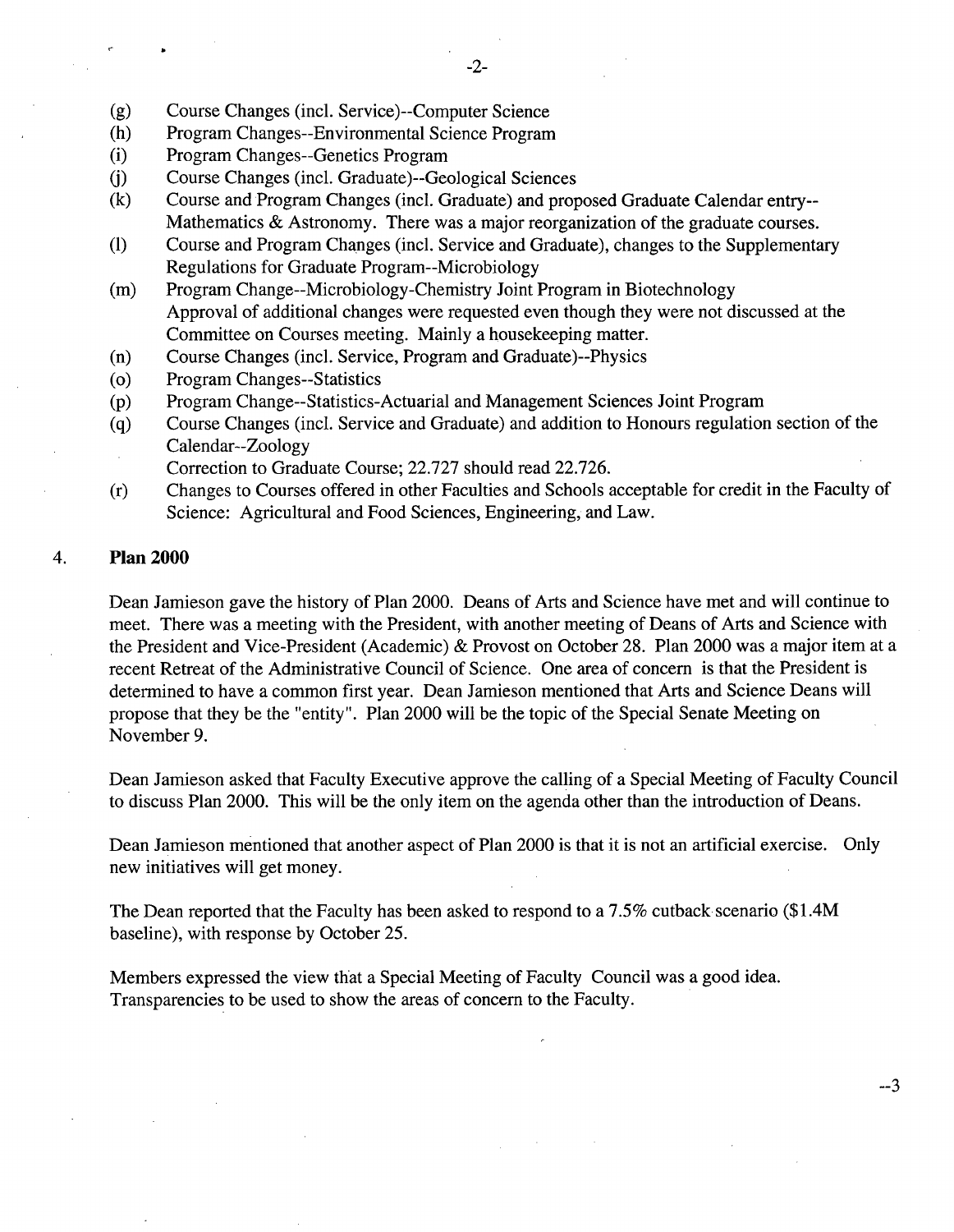(g) Course Changes (incl. Service)--Computer Science

(h) Program Changes--Environmental Science Program

(i) Program Changes--Genetics Program

(j) Course Changes (incl. Graduate)--Geological Sciences

(k) Course and Program Changes (incl. Graduate) and proposed Graduate Calendar entry--Mathematics & Astronomy. There was a major reorganization of the graduate courses.

(l) Course and Program Changes (incl. Service and Graduate), changes to the Supplementary Regulations for Graduate Program--Microbiology

(m) Program Change--Microbiology-Chemistry Joint Program in Biotechnology
Approval of additional changes were requested even though they were not discussed at the Committee on Courses meeting. Mainly a housekeeping matter.

(n) Course Changes (incl. Service, Program and Graduate)--Physics

(o) Program Changes--Statistics

(p) Program Change--Statistics-Actuarial and Management Sciences Joint Program

(q) Course Changes (incl. Service and Graduate) and addition to Honours regulation section of the Calendar--Zoology
Correction to Graduate Course; 22.727 should read 22.726.

(r) Changes to Courses offered in other Faculties and Schools acceptable for credit in the Faculty of Science: Agricultural and Food Sciences, Engineering, and Law.

4. **Plan 2000**

Dean Jamieson gave the history of Plan 2000. Deans of Arts and Science have met and will continue to meet. There was a meeting with the President, with another meeting of Deans of Arts and Science with the President and Vice-President (Academic) & Provost on October 28. Plan 2000 was a major item at a recent Retreat of the Administrative Council of Science. One area of concern is that the President is determined to have a common first year. Dean Jamieson mentioned that Arts and Science Deans will propose that they be the "entity". Plan 2000 will be the topic of the Special Senate Meeting on November 9.

Dean Jamieson asked that Faculty Executive approve the calling of a Special Meeting of Faculty Council to discuss Plan 2000. This will be the only item on the agenda other than the introduction of Deans.

Dean Jamieson mentioned that another aspect of Plan 2000 is that it is not an artificial exercise. Only new initiatives will get money.

The Dean reported that the Faculty has been asked to respond to a 7.5% cutback scenario ($1.4M baseline), with response by October 25.

Members expressed the view that a Special Meeting of Faculty Council was a good idea. Transparencies to be used to show the areas of concern to the Faculty.

--3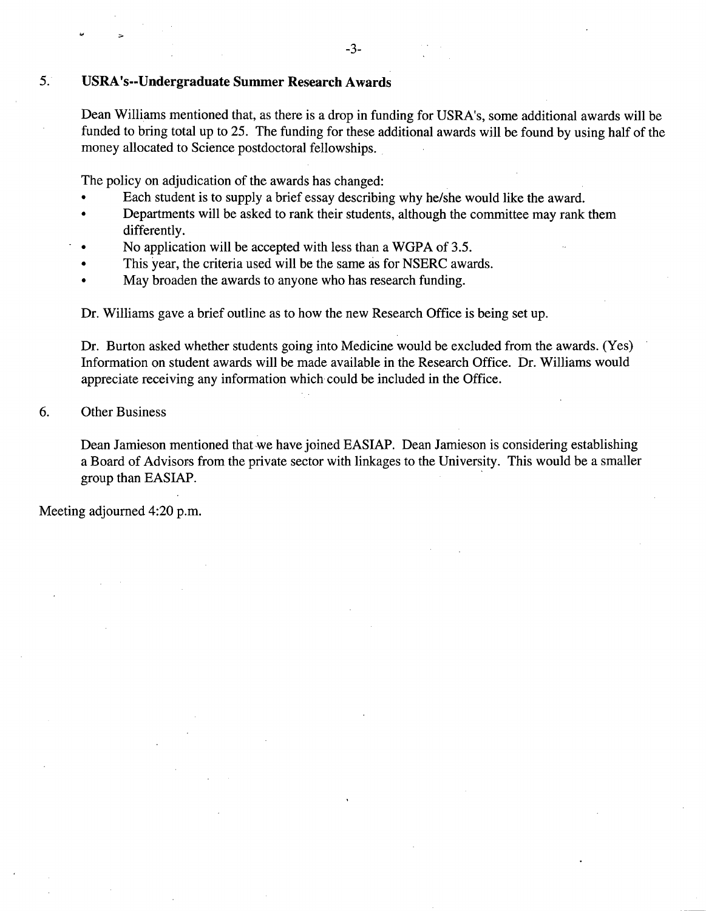5. **USRA's--Undergraduate Summer Research Awards**

   Dean Williams mentioned that, as there is a drop in funding for USRA's, some additional awards will be funded to bring total up to 25. The funding for these additional awards will be found by using half of the money allocated to Science postdoctoral fellowships.

   The policy on adjudication of the awards has changed:

   - Each student is to supply a brief essay describing why he/she would like the award.
   - Departments will be asked to rank their students, although the committee may rank them differently.
   - No application will be accepted with less than a WGPA of 3.5.
   - This year, the criteria used will be the same as for NSERC awards.
   - May broaden the awards to anyone who has research funding.

   Dr. Williams gave a brief outline as to how the new Research Office is being set up.

   Dr. Burton asked whether students going into Medicine would be excluded from the awards. (Yes) Information on student awards will be made available in the Research Office. Dr. Williams would appreciate receiving any information which could be included in the Office.

6. Other Business

   Dean Jamieson mentioned that we have joined EASIAP. Dean Jamieson is considering establishing a Board of Advisors from the private sector with linkages to the University. This would be a smaller group than EASIAP.

Meeting adjourned 4:20 p.m.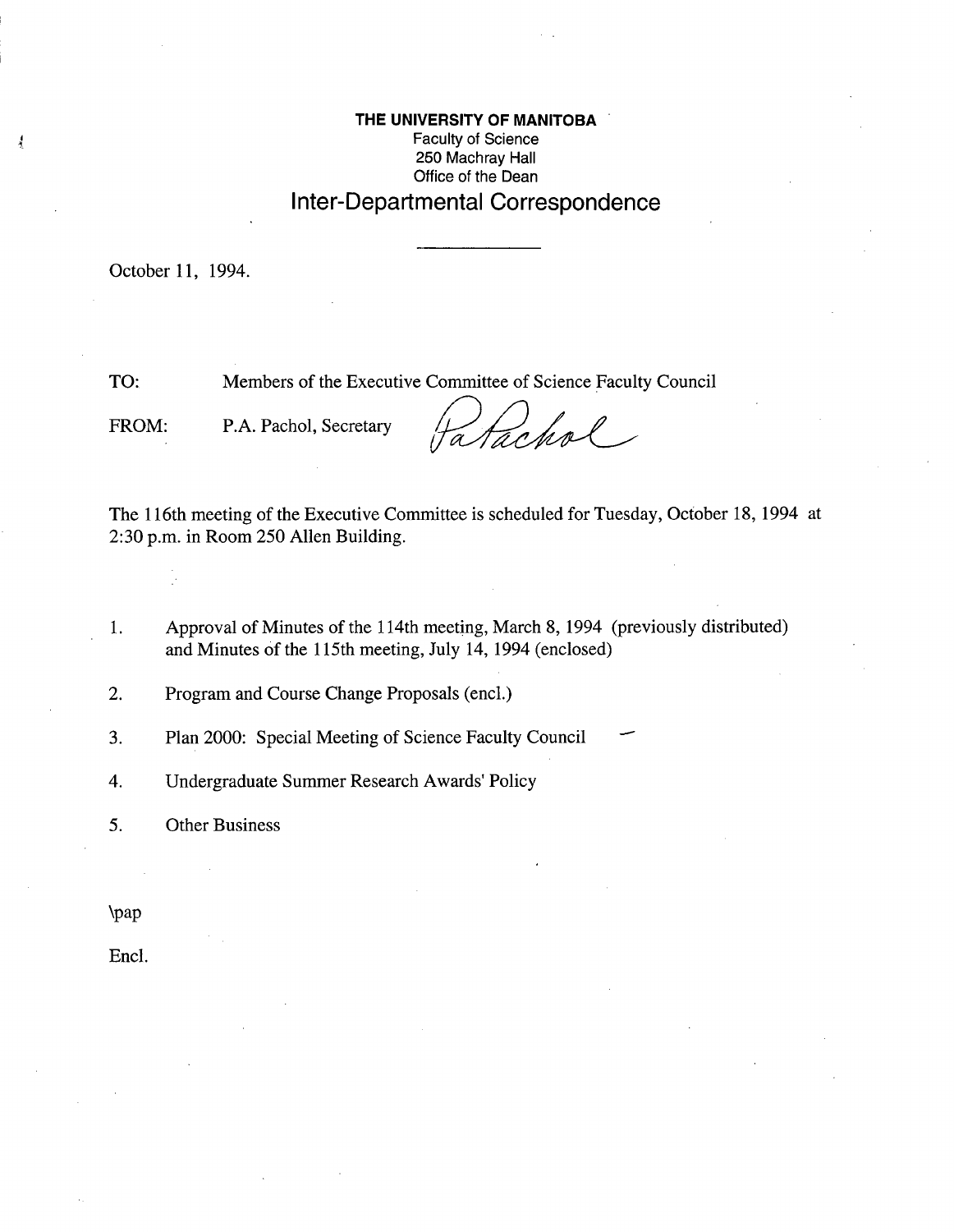**THE UNIVERSITY OF MANITOBA**
Faculty of Science
250 Machray Hall
Office of the Dean

# Inter-Departmental Correspondence

October 11, 1994.

TO: Members of the Executive Committee of Science Faculty Council

FROM: P.A. Pachol, Secretary *PaPachol*

The 116th meeting of the Executive Committee is scheduled for Tuesday, October 18, 1994 at 2:30 p.m. in Room 250 Allen Building.

1. Approval of Minutes of the 114th meeting, March 8, 1994 (previously distributed) and Minutes of the 115th meeting, July 14, 1994 (enclosed)
2. Program and Course Change Proposals (encl.)
3. Plan 2000: Special Meeting of Science Faculty Council
4. Undergraduate Summer Research Awards' Policy
5. Other Business

\pap

Encl.